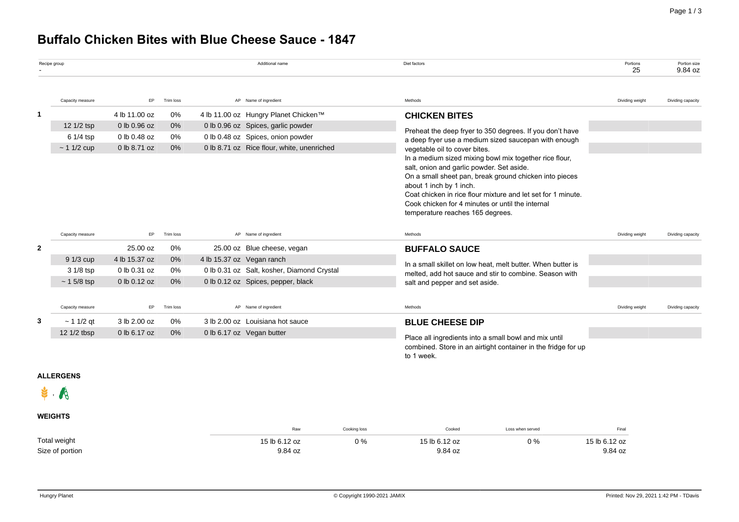# Buffalo Chicken Bites with Blue Cheese Sauce - 1847

| Recipe group | Additional name | Diet factors | Portions | Portion size |
|---|---|---|---|---|
| - | | | 25 | 9.84 oz |

| | Capacity measure | EP | Trim loss | AP | Name of ingredient | Methods | Dividing weight | Dividing capacity |
|---|---|---|---|---|---|---|---|---|
| 1 | | 4 lb 11.00 oz | 0% | 4 lb 11.00 oz | Hungry Planet Chicken™ | **CHICKEN BITES** | | |
| | 12 1/2 tsp | 0 lb 0.96 oz | 0% | 0 lb 0.96 oz | Spices, garlic powder | Preheat the deep fryer to 350 degrees. If you don't have a deep fryer use a medium sized saucepan with enough vegetable oil to cover bites. In a medium sized mixing bowl mix together rice flour, salt, onion and garlic powder. Set aside. On a small sheet pan, break ground chicken into pieces about 1 inch by 1 inch. Coat chicken in rice flour mixture and let set for 1 minute. Cook chicken for 4 minutes or until the internal temperature reaches 165 degrees. | | |
| | 6 1/4 tsp | 0 lb 0.48 oz | 0% | 0 lb 0.48 oz | Spices, onion powder | | | |
| | ~ 1 1/2 cup | 0 lb 8.71 oz | 0% | 0 lb 8.71 oz | Rice flour, white, unenriched | | | |

| | Capacity measure | EP | Trim loss | AP | Name of ingredient | Methods | Dividing weight | Dividing capacity |
|---|---|---|---|---|---|---|---|---|
| 2 | | 25.00 oz | 0% | 25.00 oz | Blue cheese, vegan | **BUFFALO SAUCE** | | |
| | 9 1/3 cup | 4 lb 15.37 oz | 0% | 4 lb 15.37 oz | Vegan ranch | In a small skillet on low heat, melt butter. When butter is melted, add hot sauce and stir to combine. Season with salt and pepper and set aside. | | |
| | 3 1/8 tsp | 0 lb 0.31 oz | 0% | 0 lb 0.31 oz | Salt, kosher, Diamond Crystal | | | |
| | ~ 1 5/8 tsp | 0 lb 0.12 oz | 0% | 0 lb 0.12 oz | Spices, pepper, black | | | |

| | Capacity measure | EP | Trim loss | AP | Name of ingredient | Methods | Dividing weight | Dividing capacity |
|---|---|---|---|---|---|---|---|---|
| 3 | ~ 1 1/2 qt | 3 lb 2.00 oz | 0% | 3 lb 2.00 oz | Louisiana hot sauce | **BLUE CHEESE DIP** | | |
| | 12 1/2 tbsp | 0 lb 6.17 oz | 0% | 0 lb 6.17 oz | Vegan butter | Place all ingredients into a small bowl and mix until combined. Store in an airtight container in the fridge for up to 1 week. | | |

**ALLERGENS**

**WEIGHTS**

| | Raw | Cooking loss | Cooked | Loss when served | Final |
|---|---|---|---|---|---|
| Total weight | 15 lb 6.12 oz | 0 % | 15 lb 6.12 oz | 0 % | 15 lb 6.12 oz |
| Size of portion | 9.84 oz | | 9.84 oz | | 9.84 oz |

Hungry Planet

© Copyright 1990-2021 JAMIX

Printed: Nov 29, 2021 1:42 PM - TDavis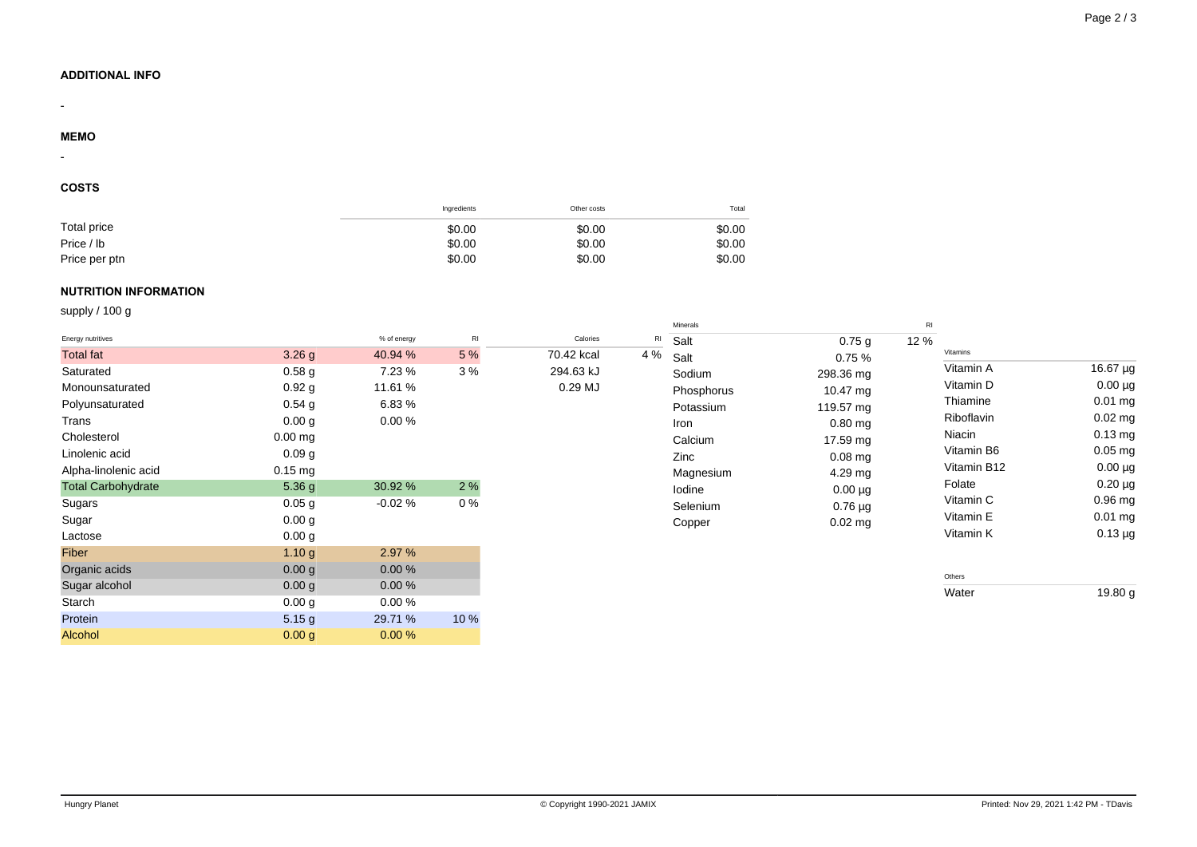## ADDITIONAL INFO

-

## MEMO

-

## COSTS

| | Ingredients | Other costs | Total |
|---|---|---|---|
| Total price | $0.00 | $0.00 | $0.00 |
| Price / lb | $0.00 | $0.00 | $0.00 |
| Price per ptn | $0.00 | $0.00 | $0.00 |

## NUTRITION INFORMATION

supply / 100 g

| Energy nutritives | | % of energy | RI |
|---|---|---|---|
| Total fat | 3.26 g | 40.94 % | 5 % |
| Saturated | 0.58 g | 7.23 % | 3 % |
| Monounsaturated | 0.92 g | 11.61 % | |
| Polyunsaturated | 0.54 g | 6.83 % | |
| Trans | 0.00 g | 0.00 % | |
| Cholesterol | 0.00 mg | | |
| Linolenic acid | 0.09 g | | |
| Alpha-linolenic acid | 0.15 mg | | |
| Total Carbohydrate | 5.36 g | 30.92 % | 2 % |
| Sugars | 0.05 g | -0.02 % | 0 % |
| Sugar | 0.00 g | | |
| Lactose | 0.00 g | | |
| Fiber | 1.10 g | 2.97 % | |
| Organic acids | 0.00 g | 0.00 % | |
| Sugar alcohol | 0.00 g | 0.00 % | |
| Starch | 0.00 g | 0.00 % | |
| Protein | 5.15 g | 29.71 % | 10 % |
| Alcohol | 0.00 g | 0.00 % | |

| Calories | RI |
|---|---|
| 70.42 kcal | 4 % |
| 294.63 kJ | |
| 0.29 MJ | |

| Minerals | | RI |
|---|---|---|
| Salt | 0.75 g | 12 % |
| Salt | 0.75 % | |
| Sodium | 298.36 mg | |
| Phosphorus | 10.47 mg | |
| Potassium | 119.57 mg | |
| Iron | 0.80 mg | |
| Calcium | 17.59 mg | |
| Zinc | 0.08 mg | |
| Magnesium | 4.29 mg | |
| Iodine | 0.00 µg | |
| Selenium | 0.76 µg | |
| Copper | 0.02 mg | |

| Vitamins | |
|---|---|
| Vitamin A | 16.67 µg |
| Vitamin D | 0.00 µg |
| Thiamine | 0.01 mg |
| Riboflavin | 0.02 mg |
| Niacin | 0.13 mg |
| Vitamin B6 | 0.05 mg |
| Vitamin B12 | 0.00 µg |
| Folate | 0.20 µg |
| Vitamin C | 0.96 mg |
| Vitamin E | 0.01 mg |
| Vitamin K | 0.13 µg |

| Others | |
|---|---|
| Water | 19.80 g |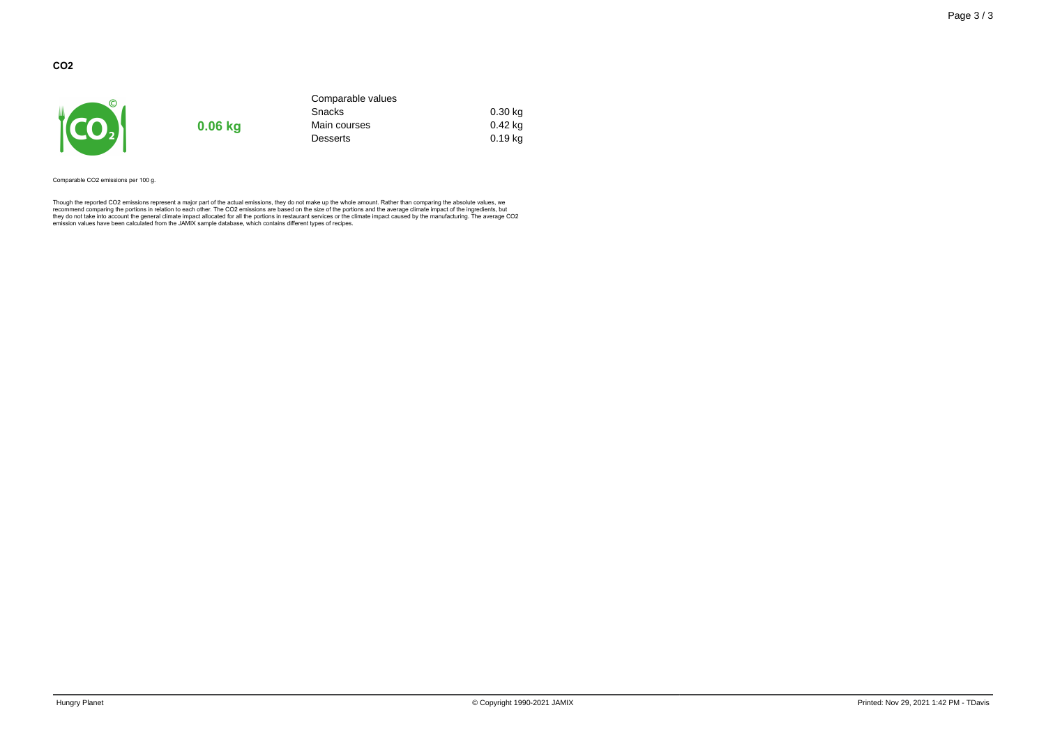**CO2**

**0.06 kg**

| Comparable values | |
|---|---|
| Snacks | 0.30 kg |
| Main courses | 0.42 kg |
| Desserts | 0.19 kg |

Comparable CO2 emissions per 100 g.

Though the reported CO2 emissions represent a major part of the actual emissions, they do not make up the whole amount. Rather than comparing the absolute values, we recommend comparing the portions in relation to each other. The CO2 emissions are based on the size of the portions and the average climate impact of the ingredients, but they do not take into account the general climate impact allocated for all the portions in restaurant services or the climate impact caused by the manufacturing. The average CO2 emission values have been calculated from the JAMIX sample database, which contains different types of recipes.